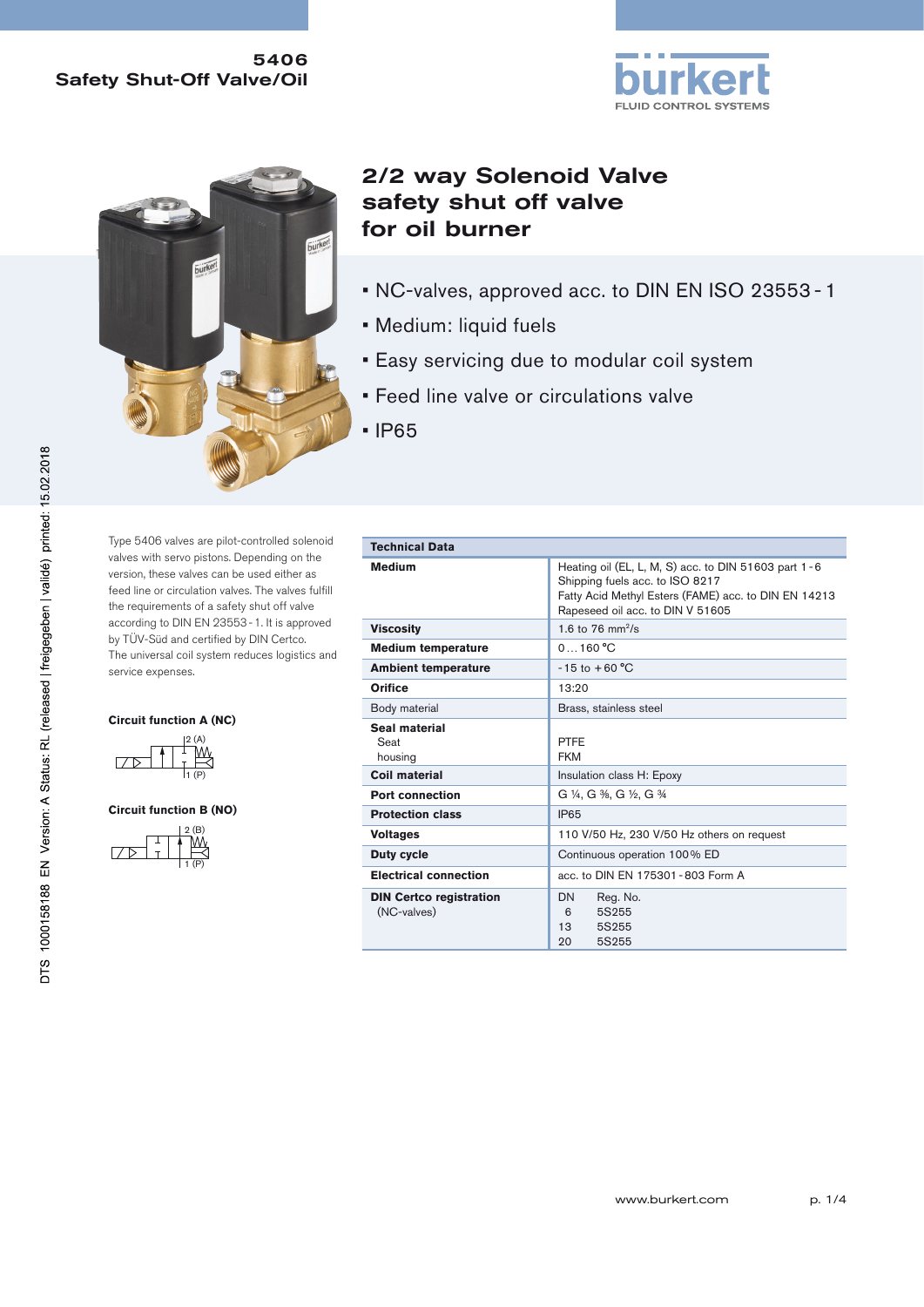**5406**
**Safety Shut-Off Valve/Oil**

# 2/2 way Solenoid Valve safety shut off valve for oil burner

- NC-valves, approved acc. to DIN EN ISO 23553 - 1
- Medium: liquid fuels
- Easy servicing due to modular coil system
- Feed line valve or circulations valve
- IP65

Type 5406 valves are pilot-controlled solenoid valves with servo pistons. Depending on the version, these valves can be used either as feed line or circulation valves. The valves fulfill the requirements of a safety shut off valve according to DIN EN 23553 - 1. It is approved by TÜV-Süd and certified by DIN Certco.
The universal coil system reduces logistics and service expenses.

**Circuit function A (NC)**

**Circuit function B (NO)**

| Technical Data | |
|---|---|
| **Medium** | Heating oil (EL, L, M, S) acc. to DIN 51603 part 1 - 6<br>Shipping fuels acc. to ISO 8217<br>Fatty Acid Methyl Esters (FAME) acc. to DIN EN 14213<br>Rapeseed oil acc. to DIN V 51605 |
| **Viscosity** | 1.6 to 76 mm²/s |
| **Medium temperature** | 0 ... 160 °C |
| **Ambient temperature** | - 15 to + 60 °C |
| **Orifice** | 13:20 |
| Body material | Brass, stainless steel |
| **Seal material**<br>Seat<br>housing | <br>PTFE<br>FKM |
| **Coil material** | Insulation class H: Epoxy |
| **Port connection** | G ¼, G ⅜, G ½, G ¾ |
| **Protection class** | IP65 |
| **Voltages** | 110 V/50 Hz, 230 V/50 Hz others on request |
| **Duty cycle** | Continuous operation 100 % ED |
| **Electrical connection** | acc. to DIN EN 175301 - 803 Form A |
| **DIN Certco registration**<br>(NC-valves) | DN Reg. No.<br>6 5S255<br>13 5S255<br>20 5S255 |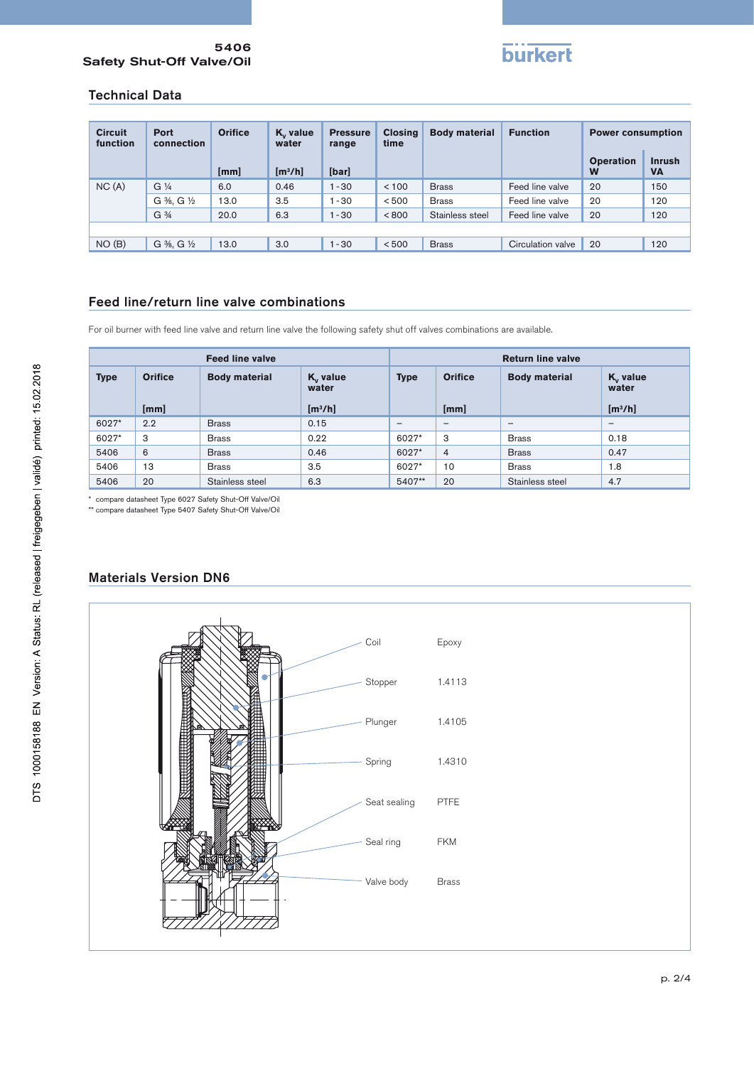## Technical Data

| Circuit function | Port connection | Orifice [mm] | $K_v$ value water [m³/h] | Pressure range [bar] | Closing time | Body material | Function | Power consumption Operation W | Power consumption Inrush VA |
|---|---|---|---|---|---|---|---|---|---|
| NC (A) | G ¼ | 6.0 | 0.46 | 1 - 30 | < 100 | Brass | Feed line valve | 20 | 150 |
| | G ⅜, G ½ | 13.0 | 3.5 | 1 - 30 | < 500 | Brass | Feed line valve | 20 | 120 |
| | G ¾ | 20.0 | 6.3 | 1 - 30 | < 800 | Stainless steel | Feed line valve | 20 | 120 |
| NO (B) | G ⅜, G ½ | 13.0 | 3.0 | 1 - 30 | < 500 | Brass | Circulation valve | 20 | 120 |

## Feed line/return line valve combinations

For oil burner with feed line valve and return line valve the following safety shut off valves combinations are available.

| Feed line valve | | | | Return line valve | | | |
|---|---|---|---|---|---|---|---|
| Type | Orifice [mm] | Body material | $K_v$ value water [m³/h] | Type | Orifice [mm] | Body material | $K_v$ value water [m³/h] |
| 6027* | 2.2 | Brass | 0.15 | – | – | – | – |
| 6027* | 3 | Brass | 0.22 | 6027* | 3 | Brass | 0.18 |
| 5406 | 6 | Brass | 0.46 | 6027* | 4 | Brass | 0.47 |
| 5406 | 13 | Brass | 3.5 | 6027* | 10 | Brass | 1.8 |
| 5406 | 20 | Stainless steel | 6.3 | 5407** | 20 | Stainless steel | 4.7 |

\* compare datasheet Type 6027 Safety Shut-Off Valve/Oil
\*\* compare datasheet Type 5407 Safety Shut-Off Valve/Oil

## Materials Version DN6

| Part | Material |
|---|---|
| Coil | Epoxy |
| Stopper | 1.4113 |
| Plunger | 1.4105 |
| Spring | 1.4310 |
| Seat sealing | PTFE |
| Seal ring | FKM |
| Valve body | Brass |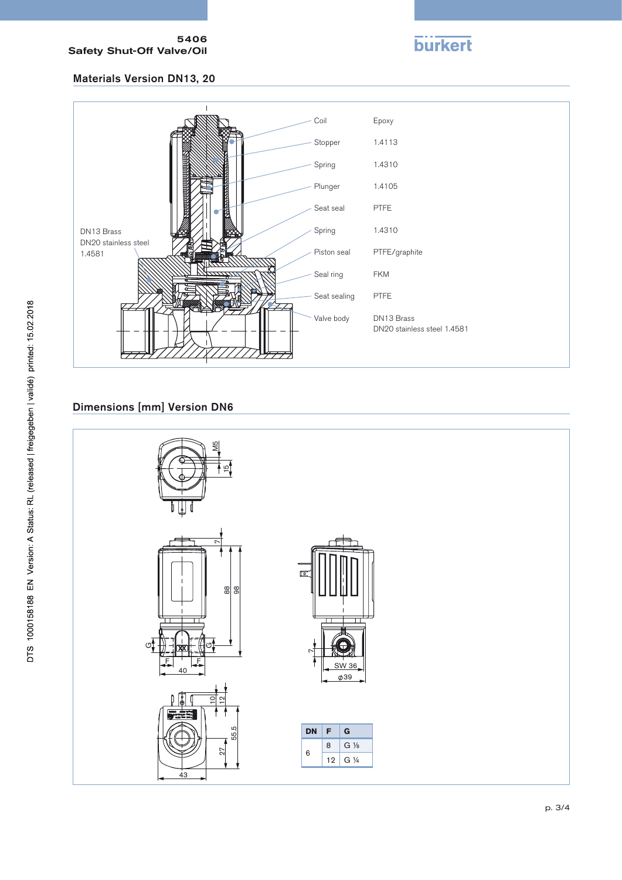## Materials Version DN13, 20

| Part | Material |
|---|---|
| Coil | Epoxy |
| Stopper | 1.4113 |
| Spring | 1.4310 |
| Plunger | 1.4105 |
| Seat seal | PTFE |
| Spring | 1.4310 |
| Piston seal | PTFE/graphite |
| Seal ring | FKM |
| Seat sealing | PTFE |
| Valve body | DN13 Brass<br>DN20 stainless steel 1.4581 |

DN13 Brass
DN20 stainless steel 1.4581

## Dimensions [mm] Version DN6

| DN | F | G |
|---|---|---|
| 6 | 8 | G ⅛ |
| | 12 | G ¼ |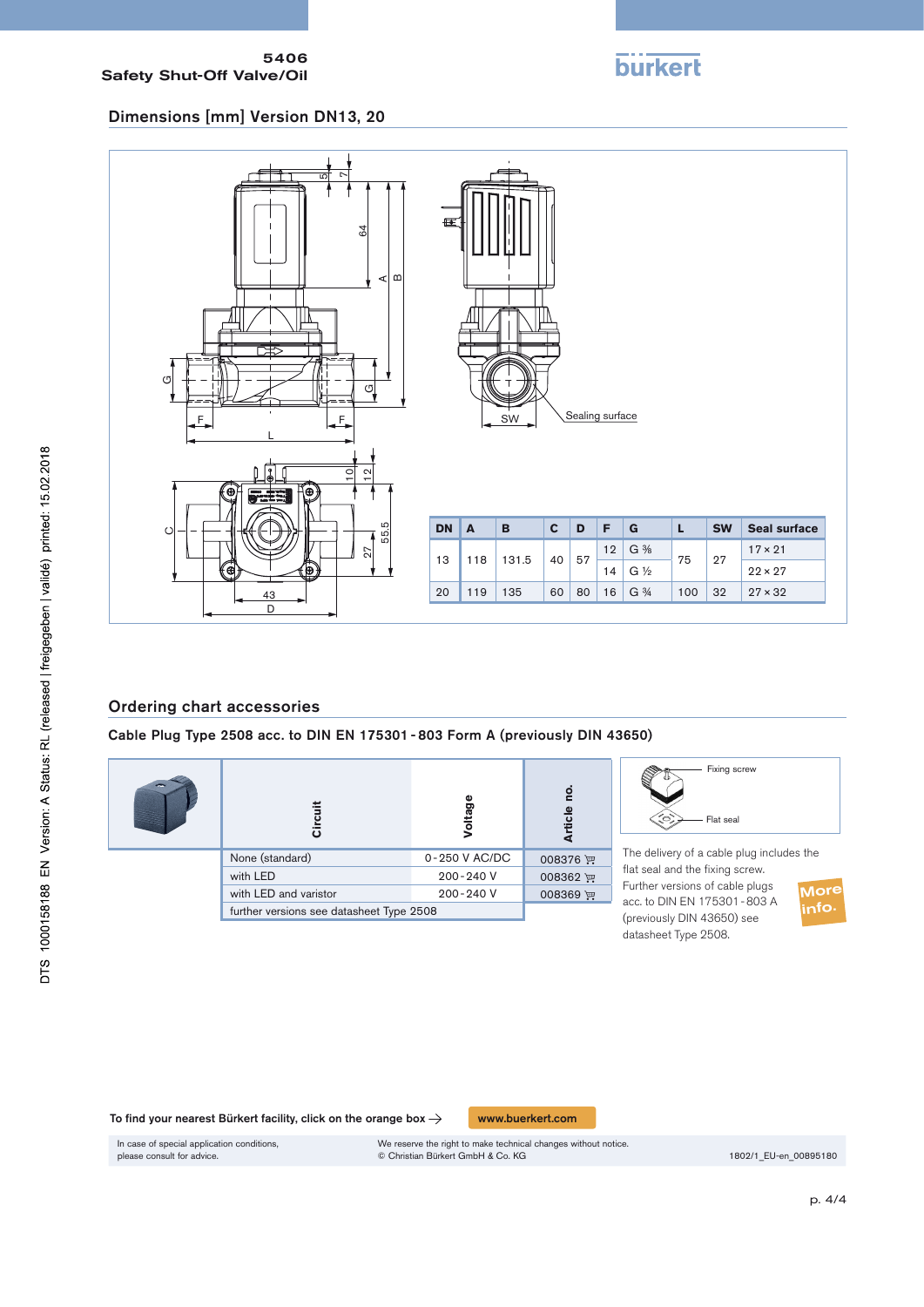## Dimensions [mm] Version DN13, 20

Sealing surface

| DN | A | B | C | D | F | G | L | SW | Seal surface |
|---|---|---|---|---|---|---|---|---|---|
| 13 | 118 | 131.5 | 40 | 57 | 12 | G ⅜ | 75 | 27 | 17 × 21 |
| | | | | | 14 | G ½ | | | 22 × 27 |
| 20 | 119 | 135 | 60 | 80 | 16 | G ¾ | 100 | 32 | 27 × 32 |

## Ordering chart accessories

### Cable Plug Type 2508 acc. to DIN EN 175301 - 803 Form A (previously DIN 43650)

| Circuit | Voltage | Article no. |
|---|---|---|
| None (standard) | 0 - 250 V AC/DC | 008376 |
| with LED | 200 - 240 V | 008362 |
| with LED and varistor | 200 - 240 V | 008369 |
| further versions see datasheet Type 2508 | | |

Fixing screw

Flat seal

The delivery of a cable plug includes the flat seal and the fixing screw.

Further versions of cable plugs acc. to DIN EN 175301 - 803 A (previously DIN 43650) see datasheet Type 2508.

More info.

To find your nearest Bürkert facility, click on the orange box → www.buerkert.com

In case of special application conditions, please consult for advice.

We reserve the right to make technical changes without notice.
© Christian Bürkert GmbH & Co. KG

1802/1_EU-en_00895180